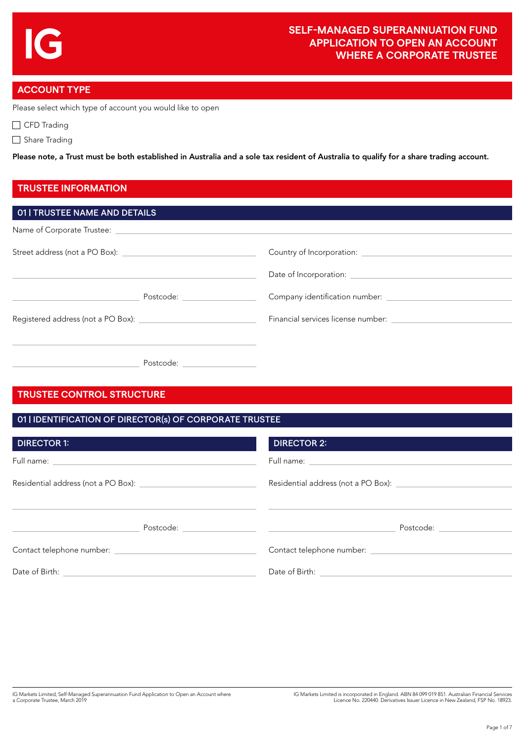IG

# SELF-MANAGED SUPERANNUATION FUND APPLICATION TO OPEN AN ACCOUNT WHERE A CORPORATE TRUSTEE

## ACCOUNT TYPE

Please select which type of account you would like to open

☐ CFD Trading

☐ Share Trading

**Please note, a Trust must be both established in Australia and a sole tax resident of Australia to qualify for a share trading account.**

## TRUSTEE INFORMATION

### 01 | TRUSTEE NAME AND DETAILS

Name of Corporate Trustee: ______________________________

Street address (not a PO Box): ______________________________

______________________________

______________________________ Postcode: ______________

Registered address (not a PO Box): ______________________________

______________________________

______________________________ Postcode: ______________

Country of Incorporation: ______________________________

Date of Incorporation: ______________________________

Company identification number: ______________________________

Financial services license number: ______________________________

## TRUSTEE CONTROL STRUCTURE

### 01 | IDENTIFICATION OF DIRECTOR(s) OF CORPORATE TRUSTEE

#### DIRECTOR 1:

Full name: ______________________________

Residential address (not a PO Box): ______________________________

______________________________

______________________________ Postcode: ______________

Contact telephone number: ______________________________

Date of Birth: ______________________________

#### DIRECTOR 2:

Full name: ______________________________

Residential address (not a PO Box): ______________________________

______________________________

______________________________ Postcode: ______________

Contact telephone number: ______________________________

Date of Birth: ______________________________

IG Markets Limited, Self-Managed Superannuation Fund Application to Open an Account where a Corporate Trustee, March 2019

IG Markets Limited is incorporated in England. ABN 84 099 019 851. Australian Financial Services Licence No. 220440. Derivatives Issuer Licence in New Zealand, FSP No. 18923.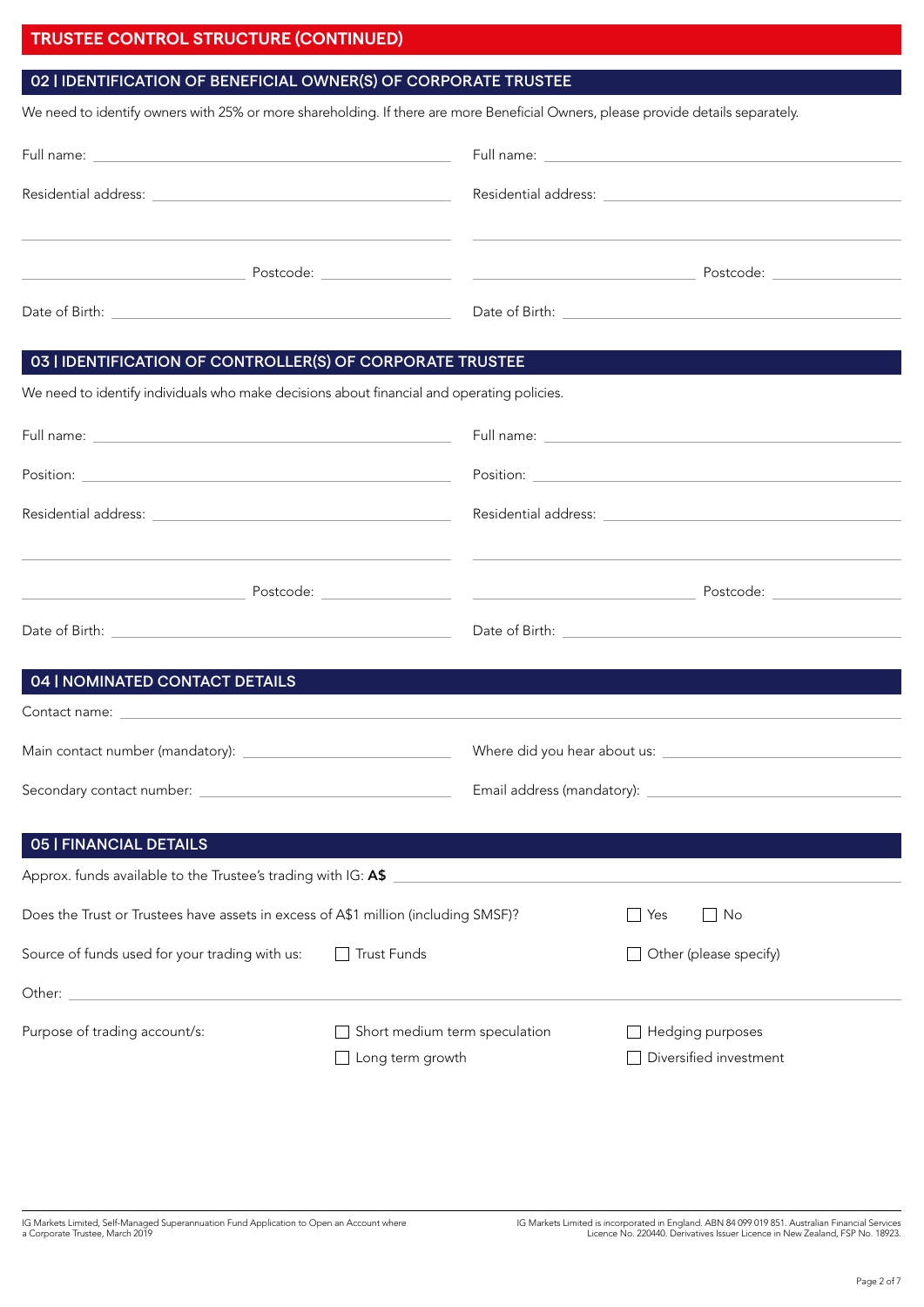# TRUSTEE CONTROL STRUCTURE (CONTINUED)

## 02 | IDENTIFICATION OF BENEFICIAL OWNER(S) OF CORPORATE TRUSTEE

We need to identify owners with 25% or more shareholding. If there are more Beneficial Owners, please provide details separately.

Full name: \_\_\_\_\_\_\_\_\_\_\_\_\_\_\_\_\_\_\_\_

Residential address: \_\_\_\_\_\_\_\_\_\_\_\_\_\_\_\_\_\_\_\_

Postcode: \_\_\_\_\_\_\_\_\_\_

Date of Birth: \_\_\_\_\_\_\_\_\_\_\_\_\_\_\_\_\_\_\_\_

Full name: \_\_\_\_\_\_\_\_\_\_\_\_\_\_\_\_\_\_\_\_

Residential address: \_\_\_\_\_\_\_\_\_\_\_\_\_\_\_\_\_\_\_\_

Postcode: \_\_\_\_\_\_\_\_\_\_

Date of Birth: \_\_\_\_\_\_\_\_\_\_\_\_\_\_\_\_\_\_\_\_

## 03 | IDENTIFICATION OF CONTROLLER(S) OF CORPORATE TRUSTEE

We need to identify individuals who make decisions about financial and operating policies.

Full name: \_\_\_\_\_\_\_\_\_\_\_\_\_\_\_\_\_\_\_\_

Position: \_\_\_\_\_\_\_\_\_\_\_\_\_\_\_\_\_\_\_\_

Residential address: \_\_\_\_\_\_\_\_\_\_\_\_\_\_\_\_\_\_\_\_

Postcode: \_\_\_\_\_\_\_\_\_\_

Date of Birth: \_\_\_\_\_\_\_\_\_\_\_\_\_\_\_\_\_\_\_\_

Full name: \_\_\_\_\_\_\_\_\_\_\_\_\_\_\_\_\_\_\_\_

Position: \_\_\_\_\_\_\_\_\_\_\_\_\_\_\_\_\_\_\_\_

Residential address: \_\_\_\_\_\_\_\_\_\_\_\_\_\_\_\_\_\_\_\_

Postcode: \_\_\_\_\_\_\_\_\_\_

Date of Birth: \_\_\_\_\_\_\_\_\_\_\_\_\_\_\_\_\_\_\_\_

## 04 | NOMINATED CONTACT DETAILS

Contact name: \_\_\_\_\_\_\_\_\_\_\_\_\_\_\_\_\_\_\_\_

Main contact number (mandatory): \_\_\_\_\_\_\_\_\_\_\_\_\_\_\_\_\_\_\_\_

Where did you hear about us: \_\_\_\_\_\_\_\_\_\_\_\_\_\_\_\_\_\_\_\_

Secondary contact number: \_\_\_\_\_\_\_\_\_\_\_\_\_\_\_\_\_\_\_\_

Email address (mandatory): \_\_\_\_\_\_\_\_\_\_\_\_\_\_\_\_\_\_\_\_

## 05 | FINANCIAL DETAILS

Approx. funds available to the Trustee's trading with IG: **A$** \_\_\_\_\_\_\_\_\_\_\_\_\_\_\_\_\_\_\_\_

Does the Trust or Trustees have assets in excess of A$1 million (including SMSF)? ☐ Yes ☐ No

Source of funds used for your trading with us: ☐ Trust Funds ☐ Other (please specify)

Other: \_\_\_\_\_\_\_\_\_\_\_\_\_\_\_\_\_\_\_\_

Purpose of trading account/s:
- ☐ Short medium term speculation
- ☐ Hedging purposes
- ☐ Long term growth
- ☐ Diversified investment

IG Markets Limited, Self-Managed Superannuation Fund Application to Open an Account where a Corporate Trustee, March 2019

IG Markets Limited is incorporated in England. ABN 84 099 019 851. Australian Financial Services Licence No. 220440. Derivatives Issuer Licence in New Zealand, FSP No. 18923.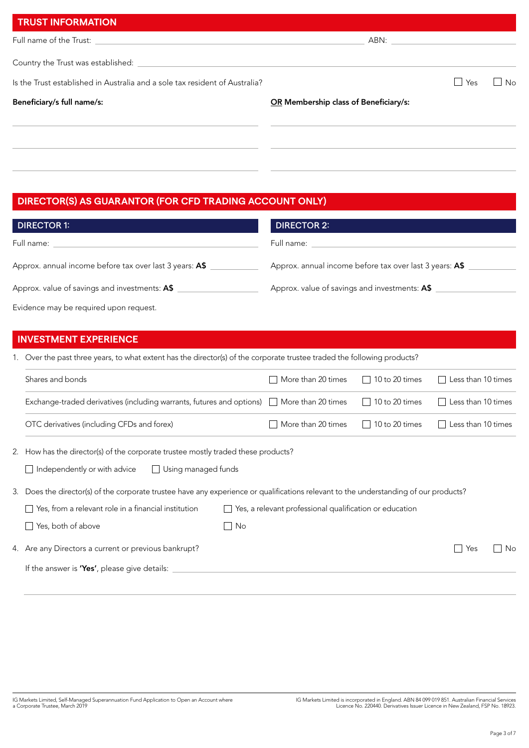## TRUST INFORMATION

Full name of the Trust: ______________________ ABN: ______________________

Country the Trust was established: ______________________

Is the Trust established in Australia and a sole tax resident of Australia? ☐ Yes ☐ No

| **Beneficiary/s full name/s:** | **OR Membership class of Beneficiary/s:** |
|---|---|
| | |
| | |
| | |

## DIRECTOR(S) AS GUARANTOR (FOR CFD TRADING ACCOUNT ONLY)

### DIRECTOR 1:

Full name: ______________________

Approx. annual income before tax over last 3 years: **A$** ______________________

Approx. value of savings and investments: **A$** ______________________

### DIRECTOR 2:

Full name: ______________________

Approx. annual income before tax over last 3 years: **A$** ______________________

Approx. value of savings and investments: **A$** ______________________

Evidence may be required upon request.

## INVESTMENT EXPERIENCE

1. Over the past three years, to what extent has the director(s) of the corporate trustee traded the following products?

| Product | | | |
|---|---|---|---|
| Shares and bonds | ☐ More than 20 times | ☐ 10 to 20 times | ☐ Less than 10 times |
| Exchange-traded derivatives (including warrants, futures and options) | ☐ More than 20 times | ☐ 10 to 20 times | ☐ Less than 10 times |
| OTC derivatives (including CFDs and forex) | ☐ More than 20 times | ☐ 10 to 20 times | ☐ Less than 10 times |

2. How has the director(s) of the corporate trustee mostly traded these products?

   ☐ Independently or with advice ☐ Using managed funds

3. Does the director(s) of the corporate trustee have any experience or qualifications relevant to the understanding of our products?

   ☐ Yes, from a relevant role in a financial institution ☐ Yes, a relevant professional qualification or education

   ☐ Yes, both of above ☐ No

4. Are any Directors a current or previous bankrupt? ☐ Yes ☐ No

   If the answer is **'Yes'**, please give details: ______________________

IG Markets Limited, Self-Managed Superannuation Fund Application to Open an Account where a Corporate Trustee, March 2019

IG Markets Limited is incorporated in England. ABN 84 099 019 851. Australian Financial Services Licence No. 220440. Derivatives Issuer Licence in New Zealand, FSP No. 18923.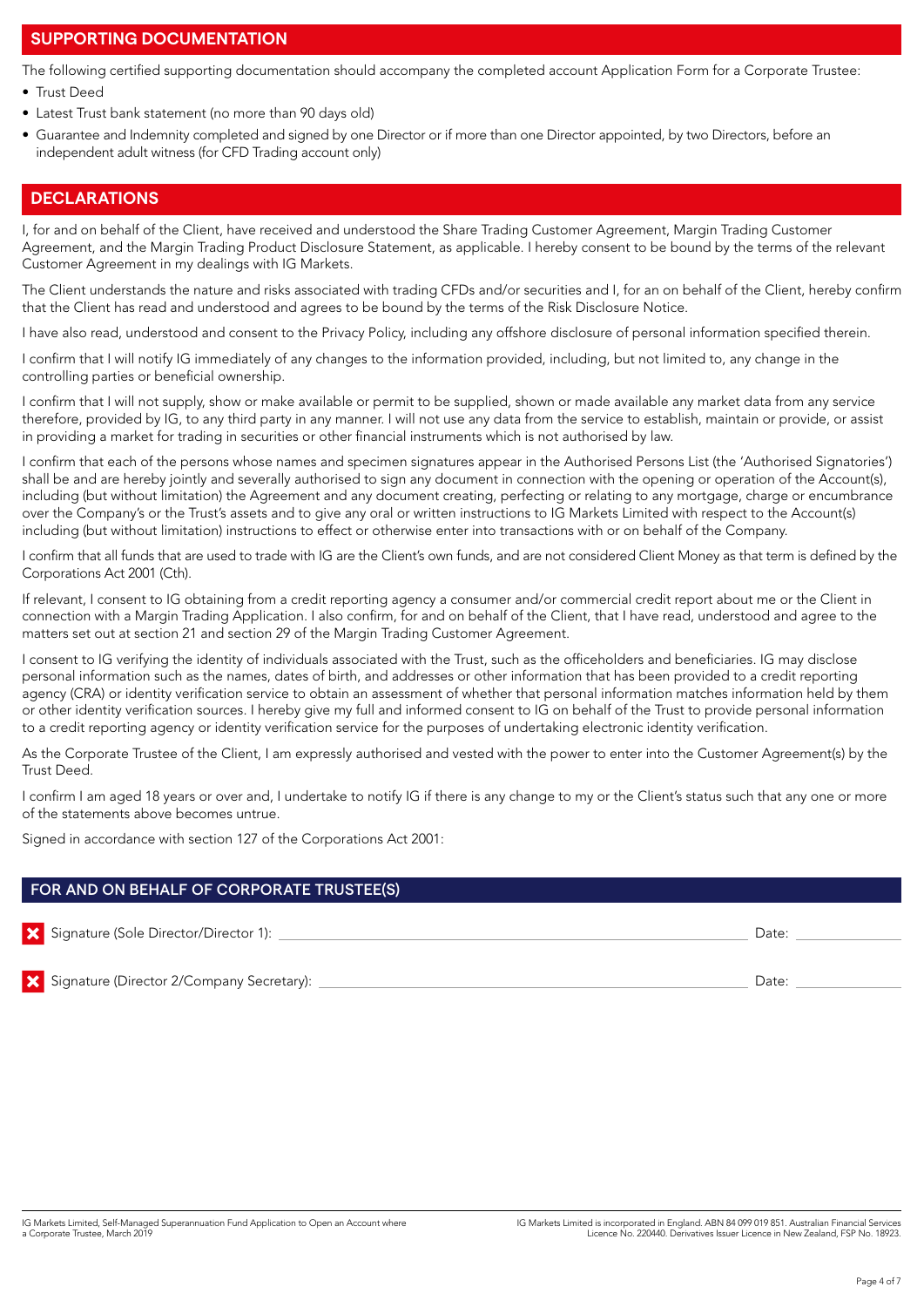## SUPPORTING DOCUMENTATION

The following certified supporting documentation should accompany the completed account Application Form for a Corporate Trustee:

- Trust Deed
- Latest Trust bank statement (no more than 90 days old)
- Guarantee and Indemnity completed and signed by one Director or if more than one Director appointed, by two Directors, before an independent adult witness (for CFD Trading account only)

## DECLARATIONS

I, for and on behalf of the Client, have received and understood the Share Trading Customer Agreement, Margin Trading Customer Agreement, and the Margin Trading Product Disclosure Statement, as applicable. I hereby consent to be bound by the terms of the relevant Customer Agreement in my dealings with IG Markets.

The Client understands the nature and risks associated with trading CFDs and/or securities and I, for an on behalf of the Client, hereby confirm that the Client has read and understood and agrees to be bound by the terms of the Risk Disclosure Notice.

I have also read, understood and consent to the Privacy Policy, including any offshore disclosure of personal information specified therein.

I confirm that I will notify IG immediately of any changes to the information provided, including, but not limited to, any change in the controlling parties or beneficial ownership.

I confirm that I will not supply, show or make available or permit to be supplied, shown or made available any market data from any service therefore, provided by IG, to any third party in any manner. I will not use any data from the service to establish, maintain or provide, or assist in providing a market for trading in securities or other financial instruments which is not authorised by law.

I confirm that each of the persons whose names and specimen signatures appear in the Authorised Persons List (the 'Authorised Signatories') shall be and are hereby jointly and severally authorised to sign any document in connection with the opening or operation of the Account(s), including (but without limitation) the Agreement and any document creating, perfecting or relating to any mortgage, charge or encumbrance over the Company's or the Trust's assets and to give any oral or written instructions to IG Markets Limited with respect to the Account(s) including (but without limitation) instructions to effect or otherwise enter into transactions with or on behalf of the Company.

I confirm that all funds that are used to trade with IG are the Client's own funds, and are not considered Client Money as that term is defined by the Corporations Act 2001 (Cth).

If relevant, I consent to IG obtaining from a credit reporting agency a consumer and/or commercial credit report about me or the Client in connection with a Margin Trading Application. I also confirm, for and on behalf of the Client, that I have read, understood and agree to the matters set out at section 21 and section 29 of the Margin Trading Customer Agreement.

I consent to IG verifying the identity of individuals associated with the Trust, such as the officeholders and beneficiaries. IG may disclose personal information such as the names, dates of birth, and addresses or other information that has been provided to a credit reporting agency (CRA) or identity verification service to obtain an assessment of whether that personal information matches information held by them or other identity verification sources. I hereby give my full and informed consent to IG on behalf of the Trust to provide personal information to a credit reporting agency or identity verification service for the purposes of undertaking electronic identity verification.

As the Corporate Trustee of the Client, I am expressly authorised and vested with the power to enter into the Customer Agreement(s) by the Trust Deed.

I confirm I am aged 18 years or over and, I undertake to notify IG if there is any change to my or the Client's status such that any one or more of the statements above becomes untrue.

Signed in accordance with section 127 of the Corporations Act 2001:

## FOR AND ON BEHALF OF CORPORATE TRUSTEE(S)

Signature (Sole Director/Director 1): ______________________________ Date: ____________

Signature (Director 2/Company Secretary): ______________________________ Date: ____________

IG Markets Limited, Self-Managed Superannuation Fund Application to Open an Account where a Corporate Trustee, March 2019

IG Markets Limited is incorporated in England. ABN 84 099 019 851. Australian Financial Services Licence No. 220440. Derivatives Issuer Licence in New Zealand, FSP No. 18923.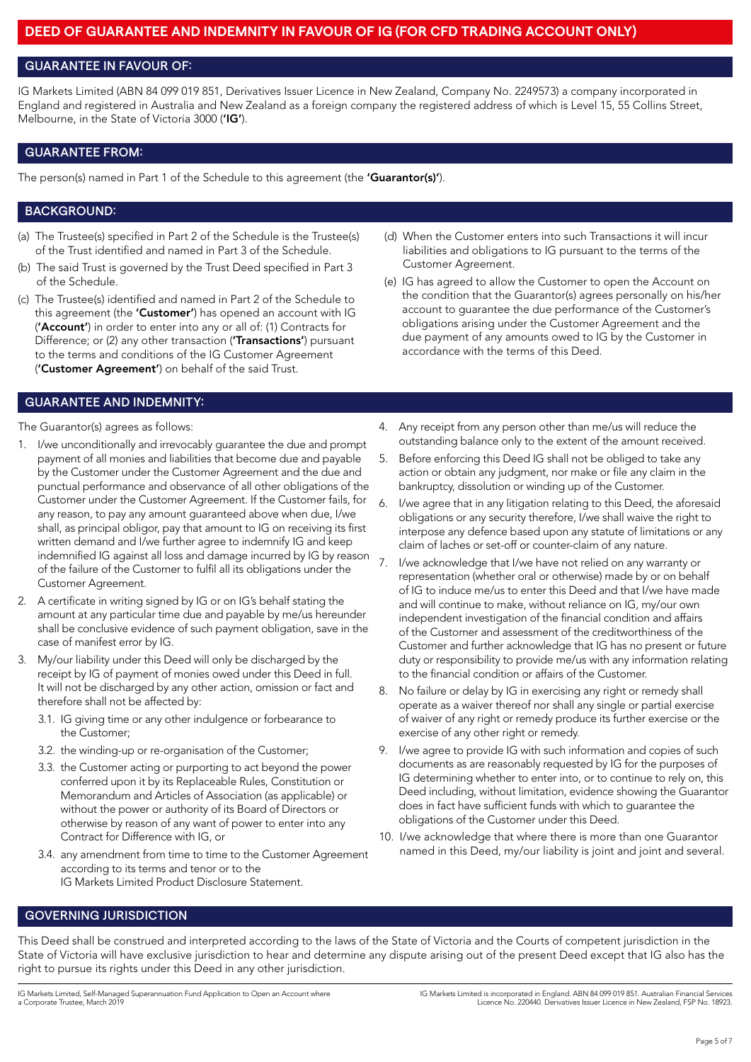# DEED OF GUARANTEE AND INDEMNITY IN FAVOUR OF IG (FOR CFD TRADING ACCOUNT ONLY)

## GUARANTEE IN FAVOUR OF:

IG Markets Limited (ABN 84 099 019 851, Derivatives Issuer Licence in New Zealand, Company No. 2249573) a company incorporated in England and registered in Australia and New Zealand as a foreign company the registered address of which is Level 15, 55 Collins Street, Melbourne, in the State of Victoria 3000 (**'IG'**).

## GUARANTEE FROM:

The person(s) named in Part 1 of the Schedule to this agreement (the **'Guarantor(s)'**).

## BACKGROUND:

(a) The Trustee(s) specified in Part 2 of the Schedule is the Trustee(s) of the Trust identified and named in Part 3 of the Schedule.

(b) The said Trust is governed by the Trust Deed specified in Part 3 of the Schedule.

(c) The Trustee(s) identified and named in Part 2 of the Schedule to this agreement (the **'Customer'**) has opened an account with IG (**'Account'**) in order to enter into any or all of: (1) Contracts for Difference; or (2) any other transaction (**'Transactions'**) pursuant to the terms and conditions of the IG Customer Agreement (**'Customer Agreement'**) on behalf of the said Trust.

(d) When the Customer enters into such Transactions it will incur liabilities and obligations to IG pursuant to the terms of the Customer Agreement.

(e) IG has agreed to allow the Customer to open the Account on the condition that the Guarantor(s) agrees personally on his/her account to guarantee the due performance of the Customer's obligations arising under the Customer Agreement and the due payment of any amounts owed to IG by the Customer in accordance with the terms of this Deed.

## GUARANTEE AND INDEMNITY:

The Guarantor(s) agrees as follows:

1. I/we unconditionally and irrevocably guarantee the due and prompt payment of all monies and liabilities that become due and payable by the Customer under the Customer Agreement and the due and punctual performance and observance of all other obligations of the Customer under the Customer Agreement. If the Customer fails, for any reason, to pay any amount guaranteed above when due, I/we shall, as principal obligor, pay that amount to IG on receiving its first written demand and I/we further agree to indemnify IG and keep indemnified IG against all loss and damage incurred by IG by reason of the failure of the Customer to fulfil all its obligations under the Customer Agreement.
2. A certificate in writing signed by IG or on IG's behalf stating the amount at any particular time due and payable by me/us hereunder shall be conclusive evidence of such payment obligation, save in the case of manifest error by IG.
3. My/our liability under this Deed will only be discharged by the receipt by IG of payment of monies owed under this Deed in full. It will not be discharged by any other action, omission or fact and therefore shall not be affected by:
   - 3.1. IG giving time or any other indulgence or forbearance to the Customer;
   - 3.2. the winding-up or re-organisation of the Customer;
   - 3.3. the Customer acting or purporting to act beyond the power conferred upon it by its Replaceable Rules, Constitution or Memorandum and Articles of Association (as applicable) or without the power or authority of its Board of Directors or otherwise by reason of any want of power to enter into any Contract for Difference with IG, or
   - 3.4. any amendment from time to time to the Customer Agreement according to its terms and tenor or to the IG Markets Limited Product Disclosure Statement.
4. Any receipt from any person other than me/us will reduce the outstanding balance only to the extent of the amount received.
5. Before enforcing this Deed IG shall not be obliged to take any action or obtain any judgment, nor make or file any claim in the bankruptcy, dissolution or winding up of the Customer.
6. I/we agree that in any litigation relating to this Deed, the aforesaid obligations or any security therefore, I/we shall waive the right to interpose any defence based upon any statute of limitations or any claim of laches or set-off or counter-claim of any nature.
7. I/we acknowledge that I/we have not relied on any warranty or representation (whether oral or otherwise) made by or on behalf of IG to induce me/us to enter this Deed and that I/we have made and will continue to make, without reliance on IG, my/our own independent investigation of the financial condition and affairs of the Customer and assessment of the creditworthiness of the Customer and further acknowledge that IG has no present or future duty or responsibility to provide me/us with any information relating to the financial condition or affairs of the Customer.
8. No failure or delay by IG in exercising any right or remedy shall operate as a waiver thereof nor shall any single or partial exercise of waiver of any right or remedy produce its further exercise or the exercise of any other right or remedy.
9. I/we agree to provide IG with such information and copies of such documents as are reasonably requested by IG for the purposes of IG determining whether to enter into, or to continue to rely on, this Deed including, without limitation, evidence showing the Guarantor does in fact have sufficient funds with which to guarantee the obligations of the Customer under this Deed.
10. I/we acknowledge that where there is more than one Guarantor named in this Deed, my/our liability is joint and joint and several.

## GOVERNING JURISDICTION

This Deed shall be construed and interpreted according to the laws of the State of Victoria and the Courts of competent jurisdiction in the State of Victoria will have exclusive jurisdiction to hear and determine any dispute arising out of the present Deed except that IG also has the right to pursue its rights under this Deed in any other jurisdiction.

IG Markets Limited, Self-Managed Superannuation Fund Application to Open an Account where a Corporate Trustee, March 2019

IG Markets Limited is incorporated in England. ABN 84 099 019 851. Australian Financial Services Licence No. 220440. Derivatives Issuer Licence in New Zealand, FSP No. 18923.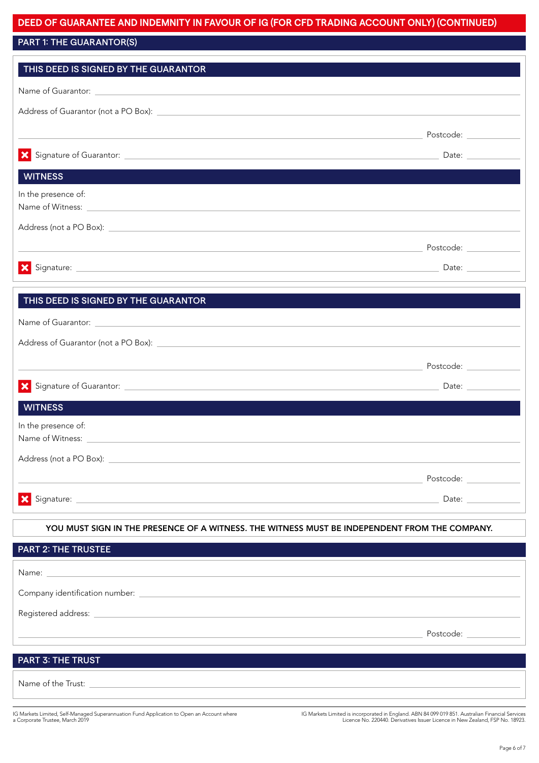# DEED OF GUARANTEE AND INDEMNITY IN FAVOUR OF IG (FOR CFD TRADING ACCOUNT ONLY) (CONTINUED)

## PART 1: THE GUARANTOR(S)

### THIS DEED IS SIGNED BY THE GUARANTOR

Name of Guarantor: ______________________________

Address of Guarantor (not a PO Box): ______________________________

______________________________ Postcode: ____________

Signature of Guarantor: ______________________________ Date: ____________

### WITNESS

In the presence of:

Name of Witness: ______________________________

Address (not a PO Box): ______________________________

______________________________ Postcode: ____________

Signature: ______________________________ Date: ____________

### THIS DEED IS SIGNED BY THE GUARANTOR

Name of Guarantor: ______________________________

Address of Guarantor (not a PO Box): ______________________________

______________________________ Postcode: ____________

Signature of Guarantor: ______________________________ Date: ____________

### WITNESS

In the presence of:

Name of Witness: ______________________________

Address (not a PO Box): ______________________________

______________________________ Postcode: ____________

Signature: ______________________________ Date: ____________

**YOU MUST SIGN IN THE PRESENCE OF A WITNESS. THE WITNESS MUST BE INDEPENDENT FROM THE COMPANY.**

## PART 2: THE TRUSTEE

Name: ______________________________

Company identification number: ______________________________

Registered address: ______________________________

______________________________ Postcode: ____________

## PART 3: THE TRUST

Name of the Trust: ______________________________

IG Markets Limited, Self-Managed Superannuation Fund Application to Open an Account where a Corporate Trustee, March 2019

IG Markets Limited is incorporated in England. ABN 84 099 019 851. Australian Financial Services Licence No. 220440. Derivatives Issuer Licence in New Zealand, FSP No. 18923.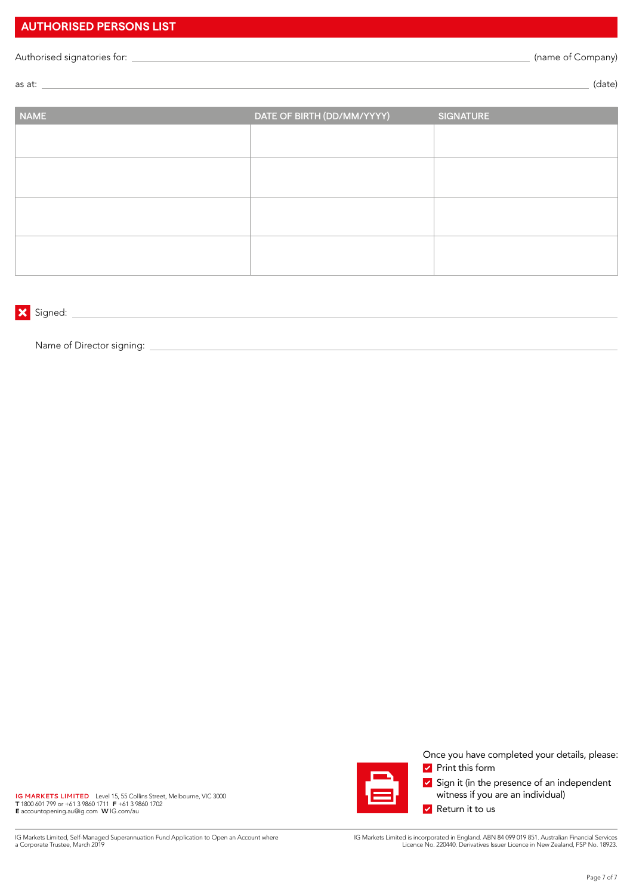## AUTHORISED PERSONS LIST

Authorised signatories for: \_\_\_\_\_\_\_\_\_\_\_\_\_\_\_\_\_\_\_\_\_\_\_\_\_\_\_\_\_\_\_\_\_\_\_\_\_\_\_\_ (name of Company)

as at: \_\_\_\_\_\_\_\_\_\_\_\_\_\_\_\_\_\_\_\_\_\_\_\_\_\_\_\_\_\_\_\_\_\_\_\_\_\_\_\_ (date)

| NAME | DATE OF BIRTH (DD/MM/YYYY) | SIGNATURE |
|---|---|---|
| | | |
| | | |
| | | |
| | | |

Signed: \_\_\_\_\_\_\_\_\_\_\_\_\_\_\_\_\_\_\_\_\_\_\_\_\_\_\_\_\_\_\_\_\_\_\_\_\_\_\_\_

Name of Director signing: \_\_\_\_\_\_\_\_\_\_\_\_\_\_\_\_\_\_\_\_\_\_\_\_\_\_\_\_\_\_\_\_\_\_\_\_\_\_\_\_

Once you have completed your details, please:
- Print this form
- Sign it (in the presence of an independent witness if you are an individual)
- Return it to us

**IG MARKETS LIMITED** Level 15, 55 Collins Street, Melbourne, VIC 3000
**T** 1800 601 799 or +61 3 9860 1711 **F** +61 3 9860 1702
**E** accountopening.au@ig.com **W** IG.com/au

IG Markets Limited, Self-Managed Superannuation Fund Application to Open an Account where a Corporate Trustee, March 2019

IG Markets Limited is incorporated in England. ABN 84 099 019 851. Australian Financial Services Licence No. 220440. Derivatives Issuer Licence in New Zealand, FSP No. 18923.